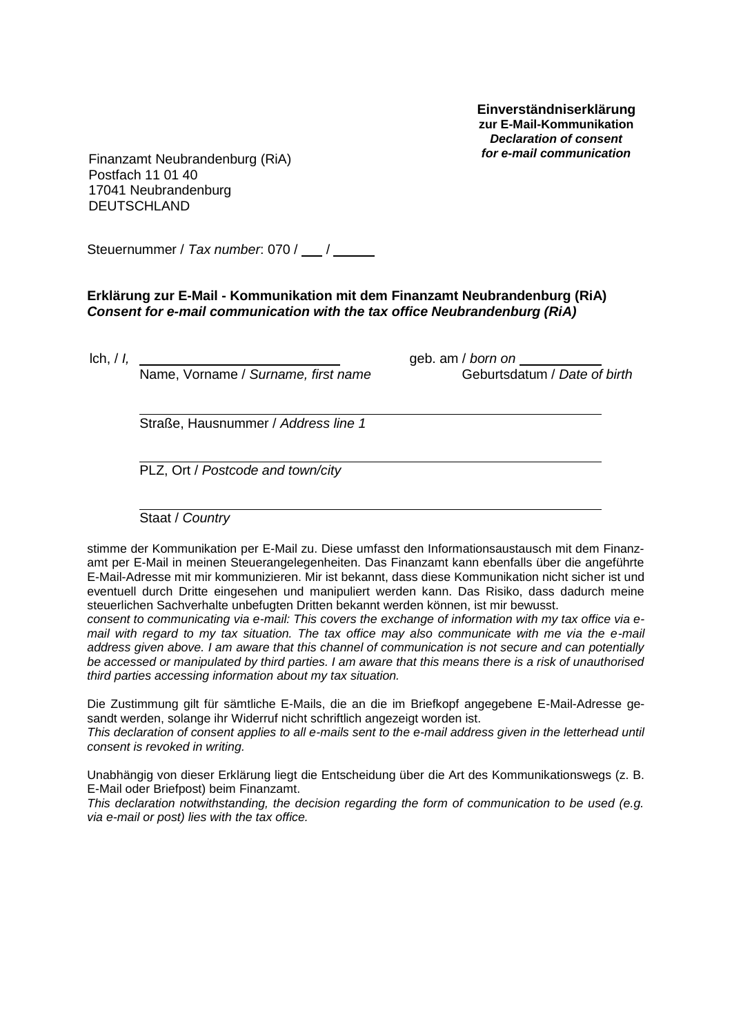**Einverständniserklärung**
**zur E-Mail-Kommunikation**
***Declaration of consent***
***for e-mail communication***

Finanzamt Neubrandenburg (RiA)
Postfach 11 01 40
17041 Neubrandenburg
DEUTSCHLAND

Steuernummer / *Tax number*: 070 / ___ / _____

**Erklärung zur E-Mail - Kommunikation mit dem Finanzamt Neubrandenburg (RiA)**
***Consent for e-mail communication with the tax office Neubrandenburg (RiA)***

Ich, / *I,* ____________________________ geb. am / *born on* ___________

Name, Vorname / *Surname, first name* Geburtsdatum / *Date of birth*

______________________________________________________________

Straße, Hausnummer / *Address line 1*

______________________________________________________________

PLZ, Ort / *Postcode and town/city*

______________________________________________________________

Staat / *Country*

stimme der Kommunikation per E-Mail zu. Diese umfasst den Informationsaustausch mit dem Finanzamt per E-Mail in meinen Steuerangelegenheiten. Das Finanzamt kann ebenfalls über die angeführte E-Mail-Adresse mit mir kommunizieren. Mir ist bekannt, dass diese Kommunikation nicht sicher ist und eventuell durch Dritte eingesehen und manipuliert werden kann. Das Risiko, dass dadurch meine steuerlichen Sachverhalte unbefugten Dritten bekannt werden können, ist mir bewusst.
*consent to communicating via e-mail: This covers the exchange of information with my tax office via e-mail with regard to my tax situation. The tax office may also communicate with me via the e-mail address given above. I am aware that this channel of communication is not secure and can potentially be accessed or manipulated by third parties. I am aware that this means there is a risk of unauthorised third parties accessing information about my tax situation.*

Die Zustimmung gilt für sämtliche E-Mails, die an die im Briefkopf angegebene E-Mail-Adresse gesandt werden, solange ihr Widerruf nicht schriftlich angezeigt worden ist.
*This declaration of consent applies to all e-mails sent to the e-mail address given in the letterhead until consent is revoked in writing.*

Unabhängig von dieser Erklärung liegt die Entscheidung über die Art des Kommunikationswegs (z. B. E-Mail oder Briefpost) beim Finanzamt.
*This declaration notwithstanding, the decision regarding the form of communication to be used (e.g. via e-mail or post) lies with the tax office.*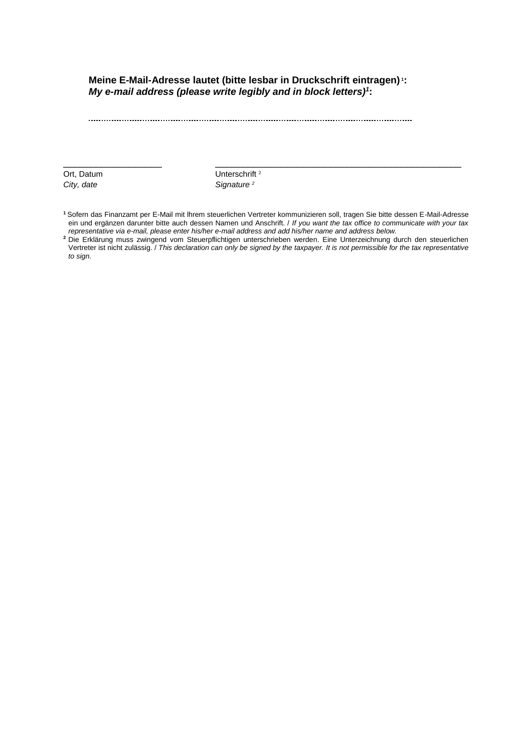**Meine E-Mail-Adresse lautet (bitte lesbar in Druckschrift eintragen)[1]:**
***My e-mail address (please write legibly and in block letters)[1]:***

..................................................................................................................................................

____________________ ____________________________________________________

Ort, Datum Unterschrift [2]
*City, date* *Signature [2]*

[1] Sofern das Finanzamt per E-Mail mit Ihrem steuerlichen Vertreter kommunizieren soll, tragen Sie bitte dessen E-Mail-Adresse ein und ergänzen darunter bitte auch dessen Namen und Anschrift. / *If you want the tax office to communicate with your tax representative via e-mail, please enter his/her e-mail address and add his/her name and address below.*

[2] Die Erklärung muss zwingend vom Steuerpflichtigen unterschrieben werden. Eine Unterzeichnung durch den steuerlichen Vertreter ist nicht zulässig. / *This declaration can only be signed by the taxpayer. It is not permissible for the tax representative to sign.*